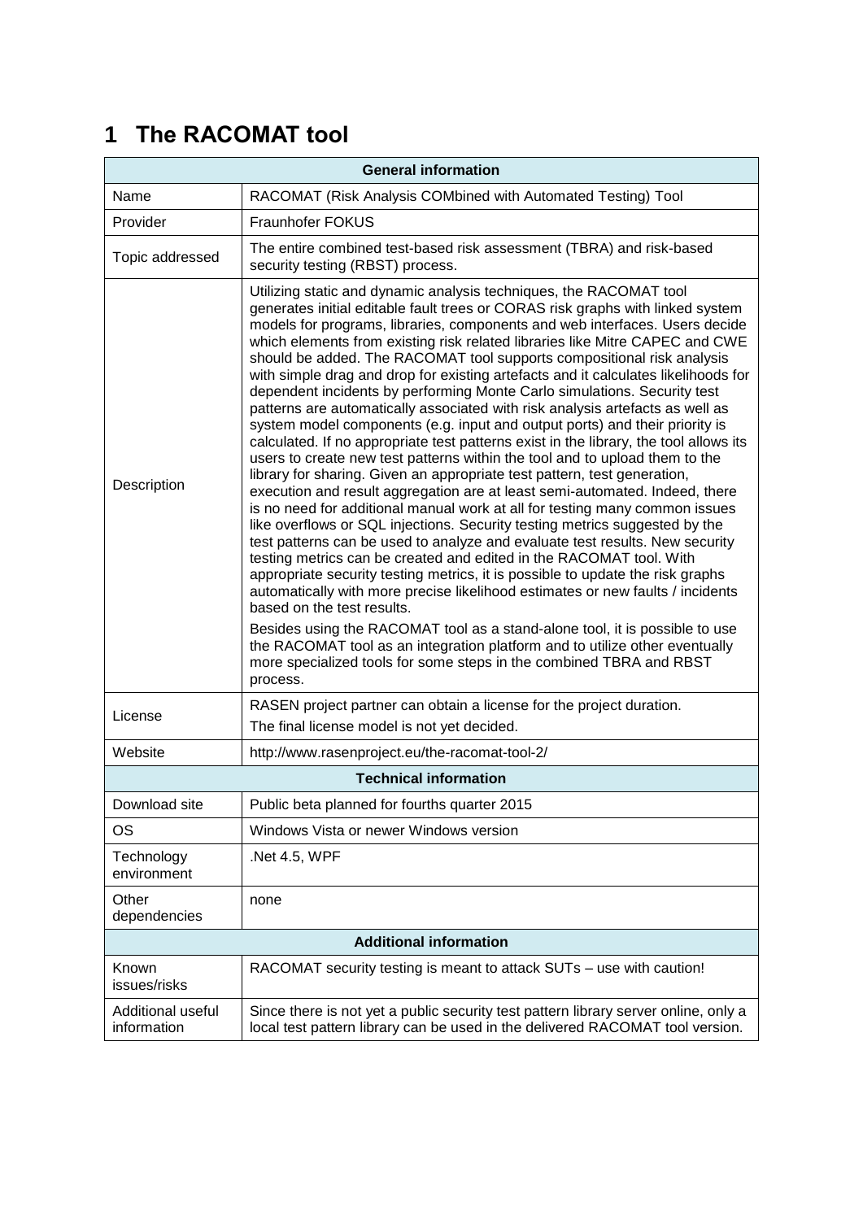# 1 The RACOMAT tool

| General information | |
|---|---|
| Name | RACOMAT (Risk Analysis COMbined with Automated Testing) Tool |
| Provider | Fraunhofer FOKUS |
| Topic addressed | The entire combined test-based risk assessment (TBRA) and risk-based security testing (RBST) process. |
| Description | Utilizing static and dynamic analysis techniques, the RACOMAT tool generates initial editable fault trees or CORAS risk graphs with linked system models for programs, libraries, components and web interfaces. Users decide which elements from existing risk related libraries like Mitre CAPEC and CWE should be added. The RACOMAT tool supports compositional risk analysis with simple drag and drop for existing artefacts and it calculates likelihoods for dependent incidents by performing Monte Carlo simulations. Security test patterns are automatically associated with risk analysis artefacts as well as system model components (e.g. input and output ports) and their priority is calculated. If no appropriate test patterns exist in the library, the tool allows its users to create new test patterns within the tool and to upload them to the library for sharing. Given an appropriate test pattern, test generation, execution and result aggregation are at least semi-automated. Indeed, there is no need for additional manual work at all for testing many common issues like overflows or SQL injections. Security testing metrics suggested by the test patterns can be used to analyze and evaluate test results. New security testing metrics can be created and edited in the RACOMAT tool. With appropriate security testing metrics, it is possible to update the risk graphs automatically with more precise likelihood estimates or new faults / incidents based on the test results.<br><br>Besides using the RACOMAT tool as a stand-alone tool, it is possible to use the RACOMAT tool as an integration platform and to utilize other eventually more specialized tools for some steps in the combined TBRA and RBST process. |
| License | RASEN project partner can obtain a license for the project duration.<br>The final license model is not yet decided. |
| Website | http://www.rasenproject.eu/the-racomat-tool-2/ |
| **Technical information** | |
| Download site | Public beta planned for fourths quarter 2015 |
| OS | Windows Vista or newer Windows version |
| Technology environment | .Net 4.5, WPF |
| Other dependencies | none |
| **Additional information** | |
| Known issues/risks | RACOMAT security testing is meant to attack SUTs – use with caution! |
| Additional useful information | Since there is not yet a public security test pattern library server online, only a local test pattern library can be used in the delivered RACOMAT tool version. |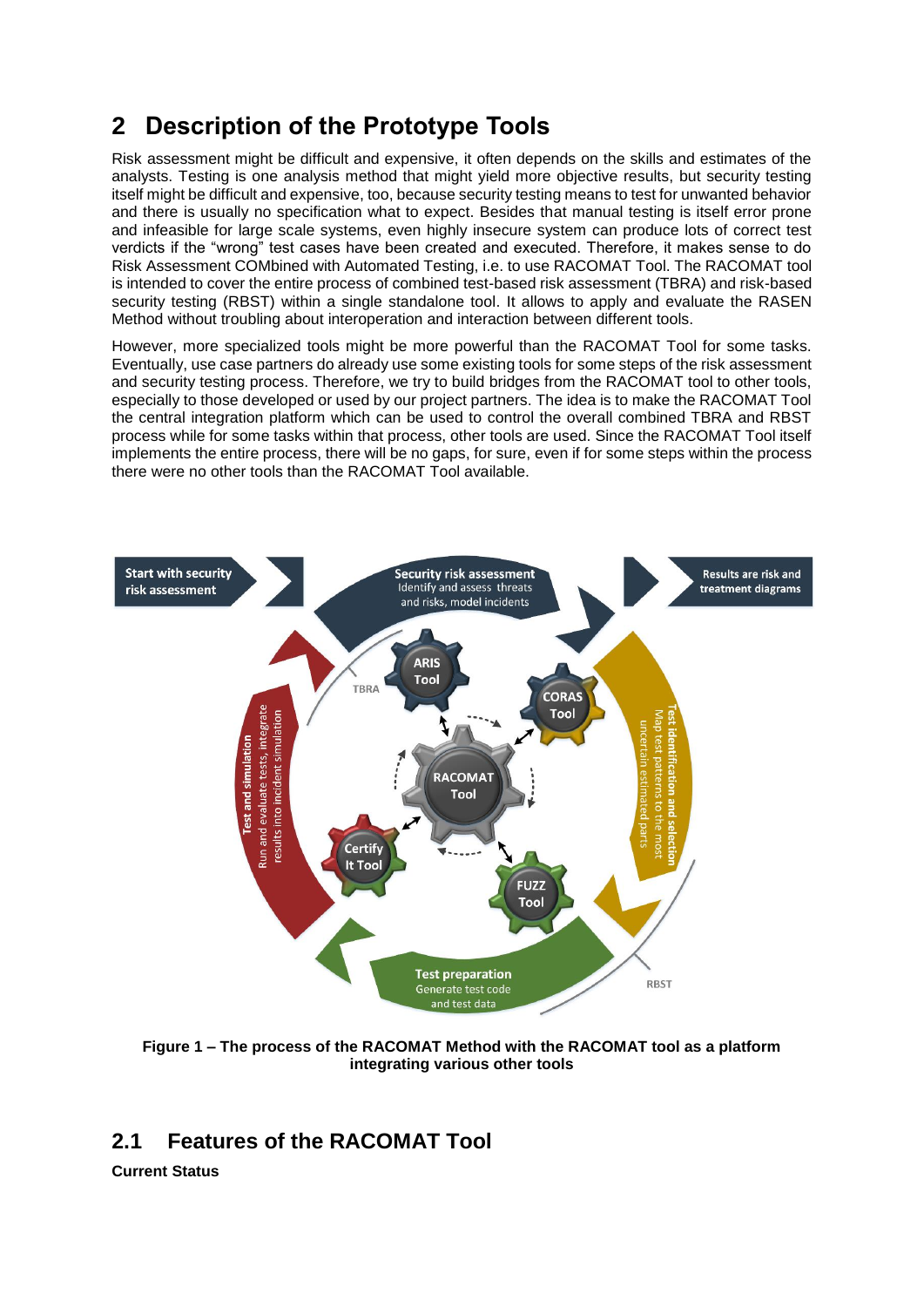# 2 Description of the Prototype Tools

Risk assessment might be difficult and expensive, it often depends on the skills and estimates of the analysts. Testing is one analysis method that might yield more objective results, but security testing itself might be difficult and expensive, too, because security testing means to test for unwanted behavior and there is usually no specification what to expect. Besides that manual testing is itself error prone and infeasible for large scale systems, even highly insecure system can produce lots of correct test verdicts if the "wrong" test cases have been created and executed. Therefore, it makes sense to do Risk Assessment COMbined with Automated Testing, i.e. to use RACOMAT Tool. The RACOMAT tool is intended to cover the entire process of combined test-based risk assessment (TBRA) and risk-based security testing (RBST) within a single standalone tool. It allows to apply and evaluate the RASEN Method without troubling about interoperation and interaction between different tools.

However, more specialized tools might be more powerful than the RACOMAT Tool for some tasks. Eventually, use case partners do already use some existing tools for some steps of the risk assessment and security testing process. Therefore, we try to build bridges from the RACOMAT tool to other tools, especially to those developed or used by our project partners. The idea is to make the RACOMAT Tool the central integration platform which can be used to control the overall combined TBRA and RBST process while for some tasks within that process, other tools are used. Since the RACOMAT Tool itself implements the entire process, there will be no gaps, for sure, even if for some steps within the process there were no other tools than the RACOMAT Tool available.

**Figure 1 – The process of the RACOMAT Method with the RACOMAT tool as a platform integrating various other tools**

## 2.1 Features of the RACOMAT Tool

**Current Status**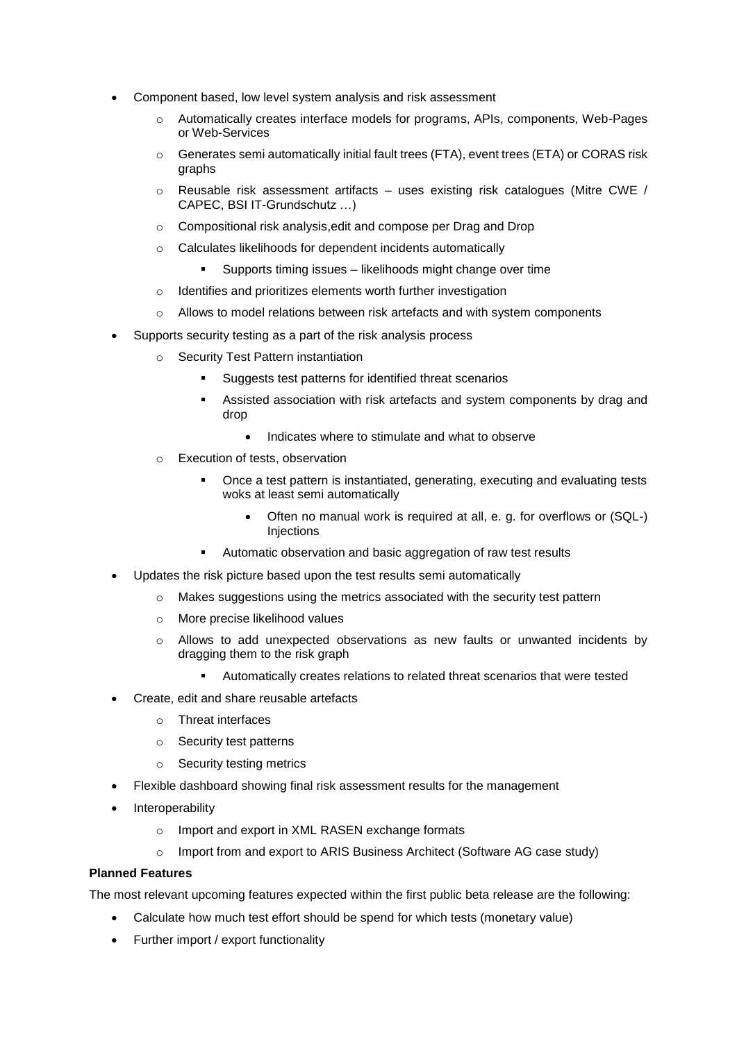- Component based, low level system analysis and risk assessment
  - Automatically creates interface models for programs, APIs, components, Web-Pages or Web-Services
  - Generates semi automatically initial fault trees (FTA), event trees (ETA) or CORAS risk graphs
  - Reusable risk assessment artifacts – uses existing risk catalogues (Mitre CWE / CAPEC, BSI IT-Grundschutz …)
  - Compositional risk analysis,edit and compose per Drag and Drop
  - Calculates likelihoods for dependent incidents automatically
    - Supports timing issues – likelihoods might change over time
  - Identifies and prioritizes elements worth further investigation
  - Allows to model relations between risk artefacts and with system components
- Supports security testing as a part of the risk analysis process
  - Security Test Pattern instantiation
    - Suggests test patterns for identified threat scenarios
    - Assisted association with risk artefacts and system components by drag and drop
      - Indicates where to stimulate and what to observe
  - Execution of tests, observation
    - Once a test pattern is instantiated, generating, executing and evaluating tests woks at least semi automatically
      - Often no manual work is required at all, e. g. for overflows or (SQL-) Injections
    - Automatic observation and basic aggregation of raw test results
- Updates the risk picture based upon the test results semi automatically
  - Makes suggestions using the metrics associated with the security test pattern
  - More precise likelihood values
  - Allows to add unexpected observations as new faults or unwanted incidents by dragging them to the risk graph
    - Automatically creates relations to related threat scenarios that were tested
- Create, edit and share reusable artefacts
  - Threat interfaces
  - Security test patterns
  - Security testing metrics
- Flexible dashboard showing final risk assessment results for the management
- Interoperability
  - Import and export in XML RASEN exchange formats
  - Import from and export to ARIS Business Architect (Software AG case study)

**Planned Features**

The most relevant upcoming features expected within the first public beta release are the following:

- Calculate how much test effort should be spend for which tests (monetary value)
- Further import / export functionality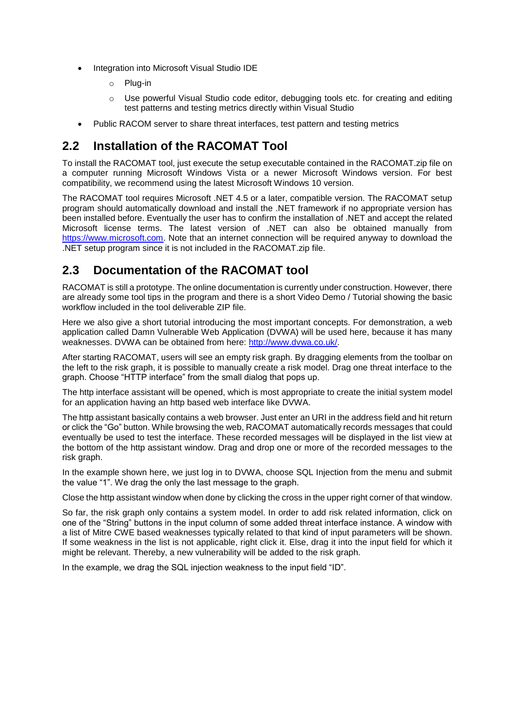- Integration into Microsoft Visual Studio IDE
    - Plug-in
    - Use powerful Visual Studio code editor, debugging tools etc. for creating and editing test patterns and testing metrics directly within Visual Studio
- Public RACOM server to share threat interfaces, test pattern and testing metrics

## 2.2 Installation of the RACOMAT Tool

To install the RACOMAT tool, just execute the setup executable contained in the RACOMAT.zip file on a computer running Microsoft Windows Vista or a newer Microsoft Windows version. For best compatibility, we recommend using the latest Microsoft Windows 10 version.

The RACOMAT tool requires Microsoft .NET 4.5 or a later, compatible version. The RACOMAT setup program should automatically download and install the .NET framework if no appropriate version has been installed before. Eventually the user has to confirm the installation of .NET and accept the related Microsoft license terms. The latest version of .NET can also be obtained manually from https://www.microsoft.com. Note that an internet connection will be required anyway to download the .NET setup program since it is not included in the RACOMAT.zip file.

## 2.3 Documentation of the RACOMAT tool

RACOMAT is still a prototype. The online documentation is currently under construction. However, there are already some tool tips in the program and there is a short Video Demo / Tutorial showing the basic workflow included in the tool deliverable ZIP file.

Here we also give a short tutorial introducing the most important concepts. For demonstration, a web application called Damn Vulnerable Web Application (DVWA) will be used here, because it has many weaknesses. DVWA can be obtained from here: http://www.dvwa.co.uk/.

After starting RACOMAT, users will see an empty risk graph. By dragging elements from the toolbar on the left to the risk graph, it is possible to manually create a risk model. Drag one threat interface to the graph. Choose "HTTP interface" from the small dialog that pops up.

The http interface assistant will be opened, which is most appropriate to create the initial system model for an application having an http based web interface like DVWA.

The http assistant basically contains a web browser. Just enter an URI in the address field and hit return or click the "Go" button. While browsing the web, RACOMAT automatically records messages that could eventually be used to test the interface. These recorded messages will be displayed in the list view at the bottom of the http assistant window. Drag and drop one or more of the recorded messages to the risk graph.

In the example shown here, we just log in to DVWA, choose SQL Injection from the menu and submit the value "1". We drag the only the last message to the graph.

Close the http assistant window when done by clicking the cross in the upper right corner of that window.

So far, the risk graph only contains a system model. In order to add risk related information, click on one of the "String" buttons in the input column of some added threat interface instance. A window with a list of Mitre CWE based weaknesses typically related to that kind of input parameters will be shown. If some weakness in the list is not applicable, right click it. Else, drag it into the input field for which it might be relevant. Thereby, a new vulnerability will be added to the risk graph.

In the example, we drag the SQL injection weakness to the input field "ID".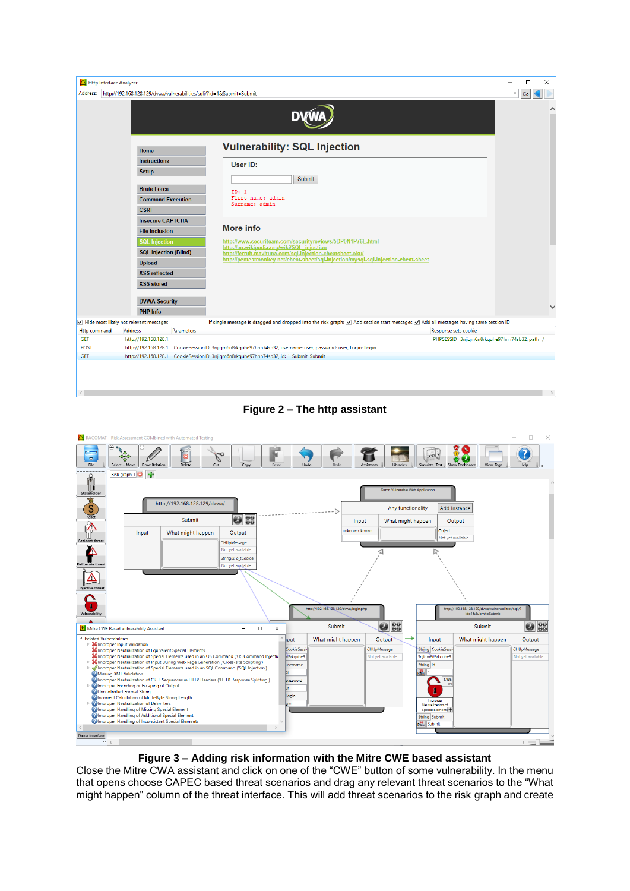**Figure 2 – The http assistant**

**Figure 3 – Adding risk information with the Mitre CWE based assistant**

Close the Mitre CWA assistant and click on one of the "CWE" button of some vulnerability. In the menu that opens choose CAPEC based threat scenarios and drag any relevant threat scenarios to the "What might happen" column of the threat interface. This will add threat scenarios to the risk graph and create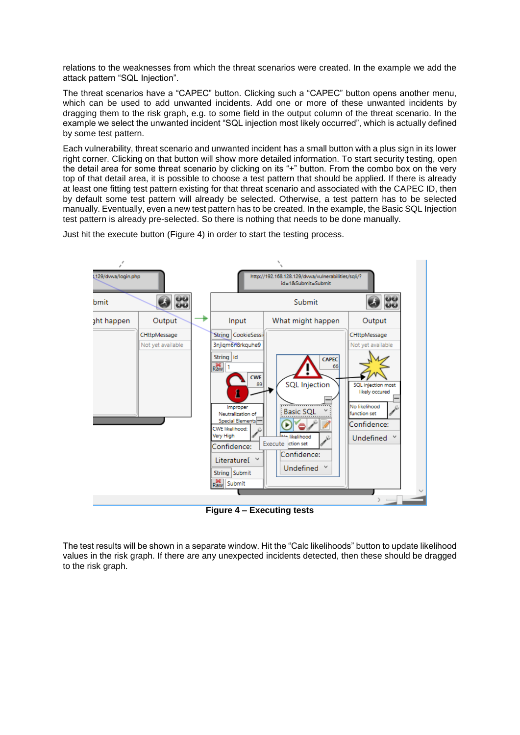relations to the weaknesses from which the threat scenarios were created. In the example we add the attack pattern “SQL Injection”.

The threat scenarios have a “CAPEC” button. Clicking such a “CAPEC” button opens another menu, which can be used to add unwanted incidents. Add one or more of these unwanted incidents by dragging them to some field in the output column of the threat scenario. In the example we select the unwanted incident “SQL injection most likely occurred”, which is actually defined by some test pattern.

Each vulnerability, threat scenario and unwanted incident has a small button with a plus sign in its lower right corner. Clicking on that button will show more detailed information. To start security testing, open the detail area for some threat scenario by clicking on its “+” button. From the combo box on the very top of that detail area, it is possible to choose a test pattern that should be applied. If there is already at least one fitting test pattern existing for that threat scenario and associated with the CAPEC ID, then by default some test pattern will already be selected. Otherwise, a test pattern has to be selected manually. Eventually, even a new test pattern has to be created. In the example, the Basic SQL Injection test pattern is already pre-selected. So there is nothing that needs to be done manually.

Just hit the execute button (Figure 4) in order to start the testing process.

**Figure 4 – Executing tests**

The test results will be shown in a separate window. Hit the “Calc likelihoods” button to update likelihood values in the risk graph. If there are any unexpected incidents detected, then these should be dragged to the risk graph.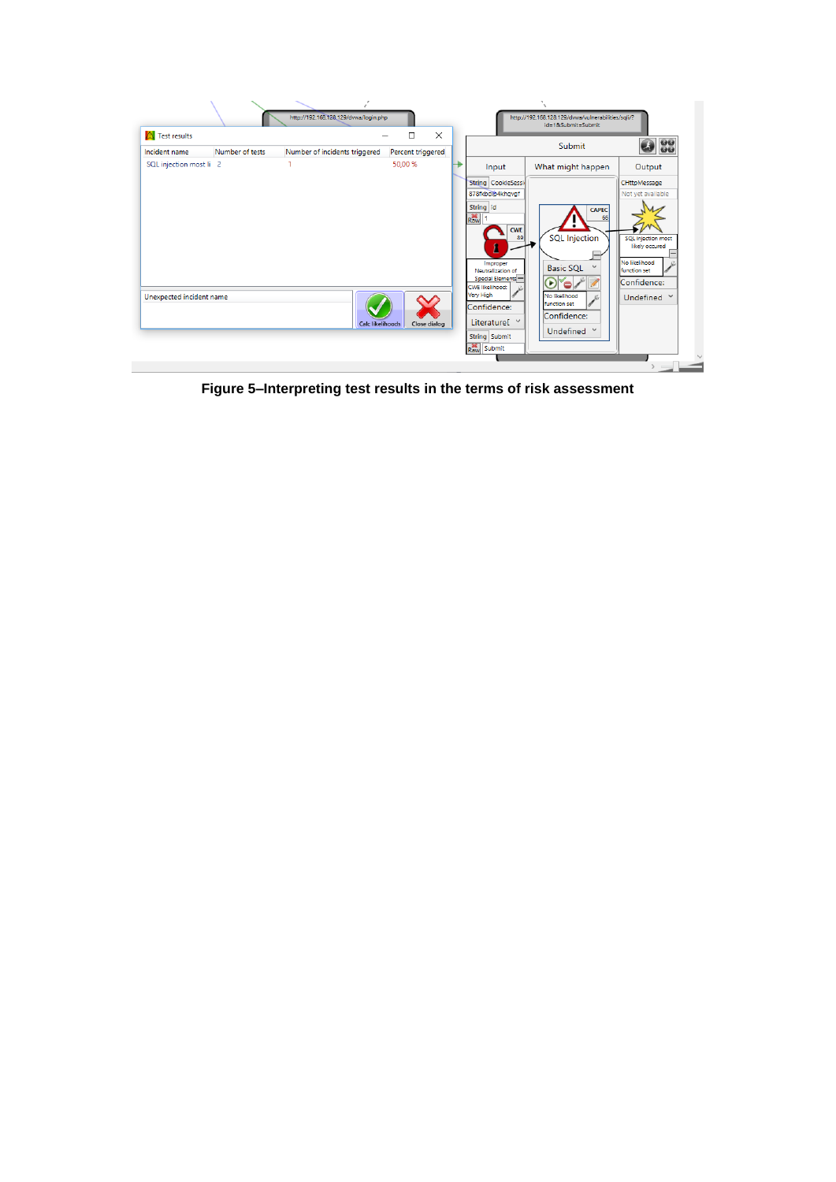Figure 5–Interpreting test results in the terms of risk assessment